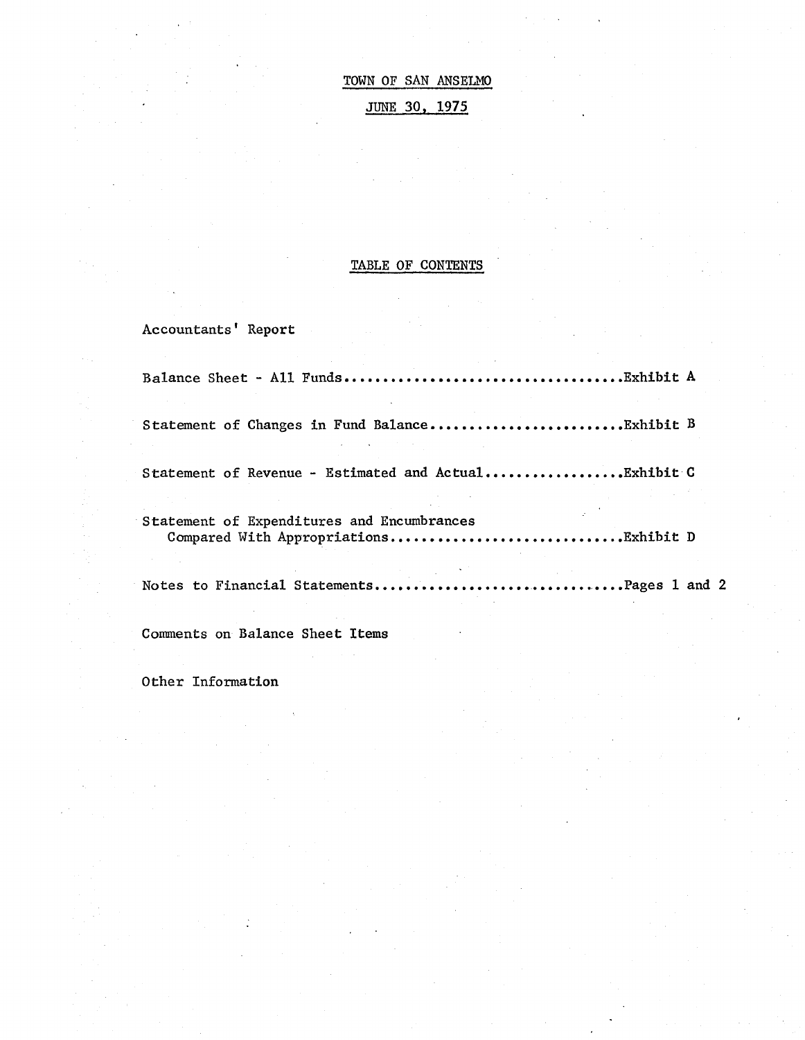# TOWN OF SAN ANSELMO

## JUNE 30, 1975

## TABLE OF CONTENTS

Accountants' Report

Balance Sheet - All Funds....................................Exhibit A

Statement of Changes in Fund Balance.........................Exhibit B

Statement of Revenue - Estimated and Actual..................Exhibit C

Statement of Expenditures and Encumbrances
Compared With Appropriations.............................Exhibit D

Notes to Financial Statements................................Pages 1 and 2

Comments on Balance Sheet Items

Other Information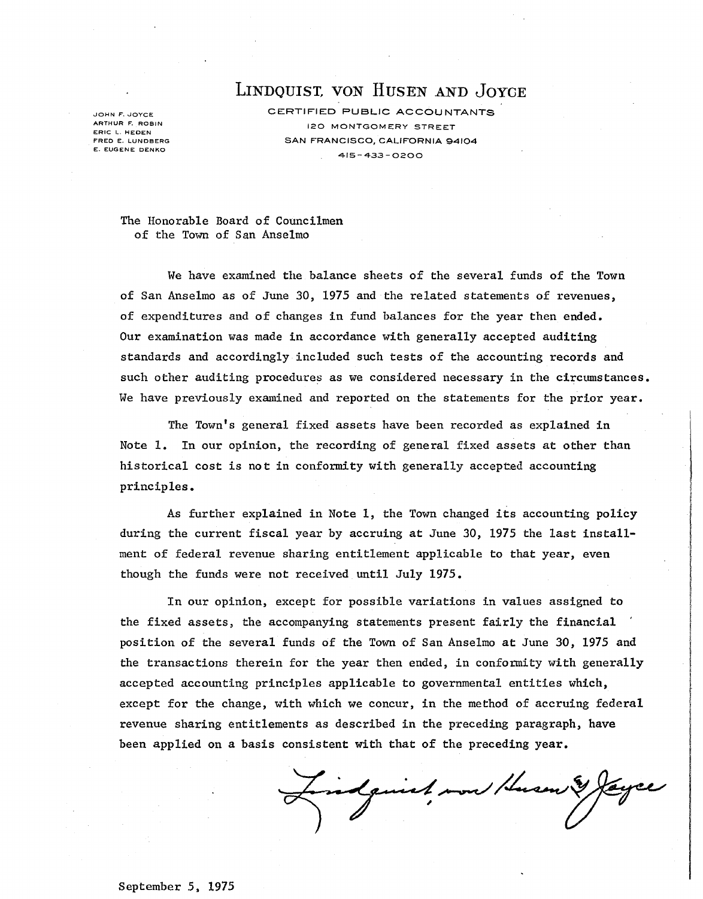JOHN F. JOYCE
ARTHUR F. ROBIN
ERIC L. HEDEN
FRED E. LUNDBERG
E. EUGENE DENKO

# LINDQUIST, VON HUSEN AND JOYCE

CERTIFIED PUBLIC ACCOUNTANTS
120 MONTGOMERY STREET
SAN FRANCISCO, CALIFORNIA 94104
415-433-0200

The Honorable Board of Councilmen
of the Town of San Anselmo

We have examined the balance sheets of the several funds of the Town of San Anselmo as of June 30, 1975 and the related statements of revenues, of expenditures and of changes in fund balances for the year then ended. Our examination was made in accordance with generally accepted auditing standards and accordingly included such tests of the accounting records and such other auditing procedures as we considered necessary in the circumstances. We have previously examined and reported on the statements for the prior year.

The Town's general fixed assets have been recorded as explained in Note 1. In our opinion, the recording of general fixed assets at other than historical cost is not in conformity with generally accepted accounting principles.

As further explained in Note 1, the Town changed its accounting policy during the current fiscal year by accruing at June 30, 1975 the last installment of federal revenue sharing entitlement applicable to that year, even though the funds were not received until July 1975.

In our opinion, except for possible variations in values assigned to the fixed assets, the accompanying statements present fairly the financial position of the several funds of the Town of San Anselmo at June 30, 1975 and the transactions therein for the year then ended, in conformity with generally accepted accounting principles applicable to governmental entities which, except for the change, with which we concur, in the method of accruing federal revenue sharing entitlements as described in the preceding paragraph, have been applied on a basis consistent with that of the preceding year.

Lindquist, von Husen & Joyce

September 5, 1975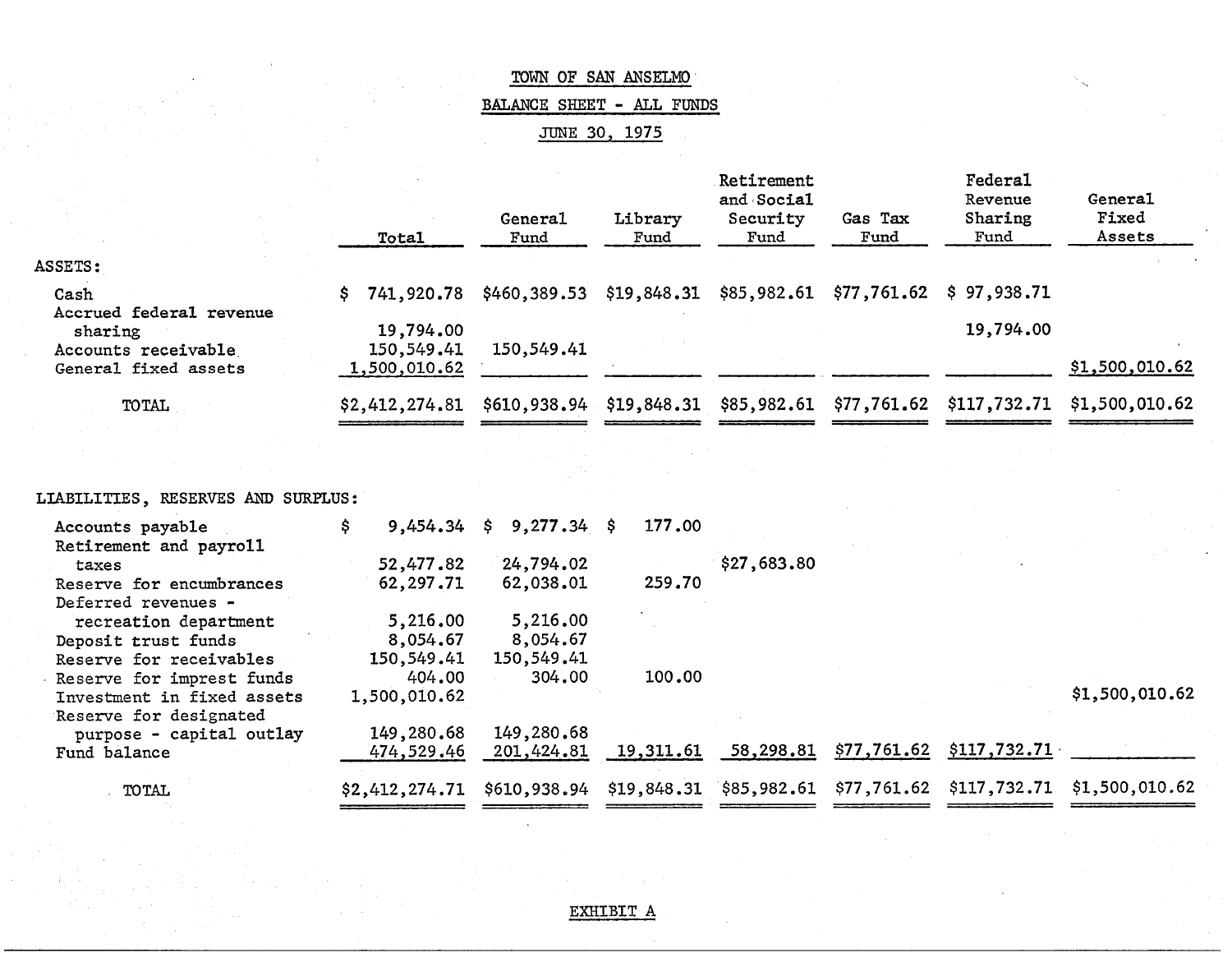TOWN OF SAN ANSELMO

BALANCE SHEET - ALL FUNDS

JUNE 30, 1975

| | Total | General Fund | Library Fund | Retirement and Social Security Fund | Gas Tax Fund | Federal Revenue Sharing Fund | General Fixed Assets |
|---|---|---|---|---|---|---|---|
| **ASSETS:** | | | | | | | |
| Cash | $ 741,920.78 | $460,389.53 | $19,848.31 | $85,982.61 | $77,761.62 | $ 97,938.71 | |
| Accrued federal revenue sharing | 19,794.00 | | | | | 19,794.00 | |
| Accounts receivable | 150,549.41 | 150,549.41 | | | | | |
| General fixed assets | 1,500,010.62 | | | | | | $1,500,010.62 |
| TOTAL | $2,412,274.81 | $610,938.94 | $19,848.31 | $85,982.61 | $77,761.62 | $117,732.71 | $1,500,010.62 |
| **LIABILITIES, RESERVES AND SURPLUS:** | | | | | | | |
| Accounts payable | $ 9,454.34 | $ 9,277.34 | $ 177.00 | | | | |
| Retirement and payroll taxes | 52,477.82 | 24,794.02 | | $27,683.80 | | | |
| Reserve for encumbrances | 62,297.71 | 62,038.01 | 259.70 | | | | |
| Deferred revenues - recreation department | 5,216.00 | 5,216.00 | | | | | |
| Deposit trust funds | 8,054.67 | 8,054.67 | | | | | |
| Reserve for receivables | 150,549.41 | 150,549.41 | | | | | |
| Reserve for imprest funds | 404.00 | 304.00 | 100.00 | | | | |
| Investment in fixed assets | 1,500,010.62 | | | | | | $1,500,010.62 |
| Reserve for designated purpose - capital outlay | 149,280.68 | 149,280.68 | | | | | |
| Fund balance | 474,529.46 | 201,424.81 | 19,311.61 | 58,298.81 | $77,761.62 | $117,732.71 | |
| TOTAL | $2,412,274.71 | $610,938.94 | $19,848.31 | $85,982.61 | $77,761.62 | $117,732.71 | $1,500,010.62 |

EXHIBIT A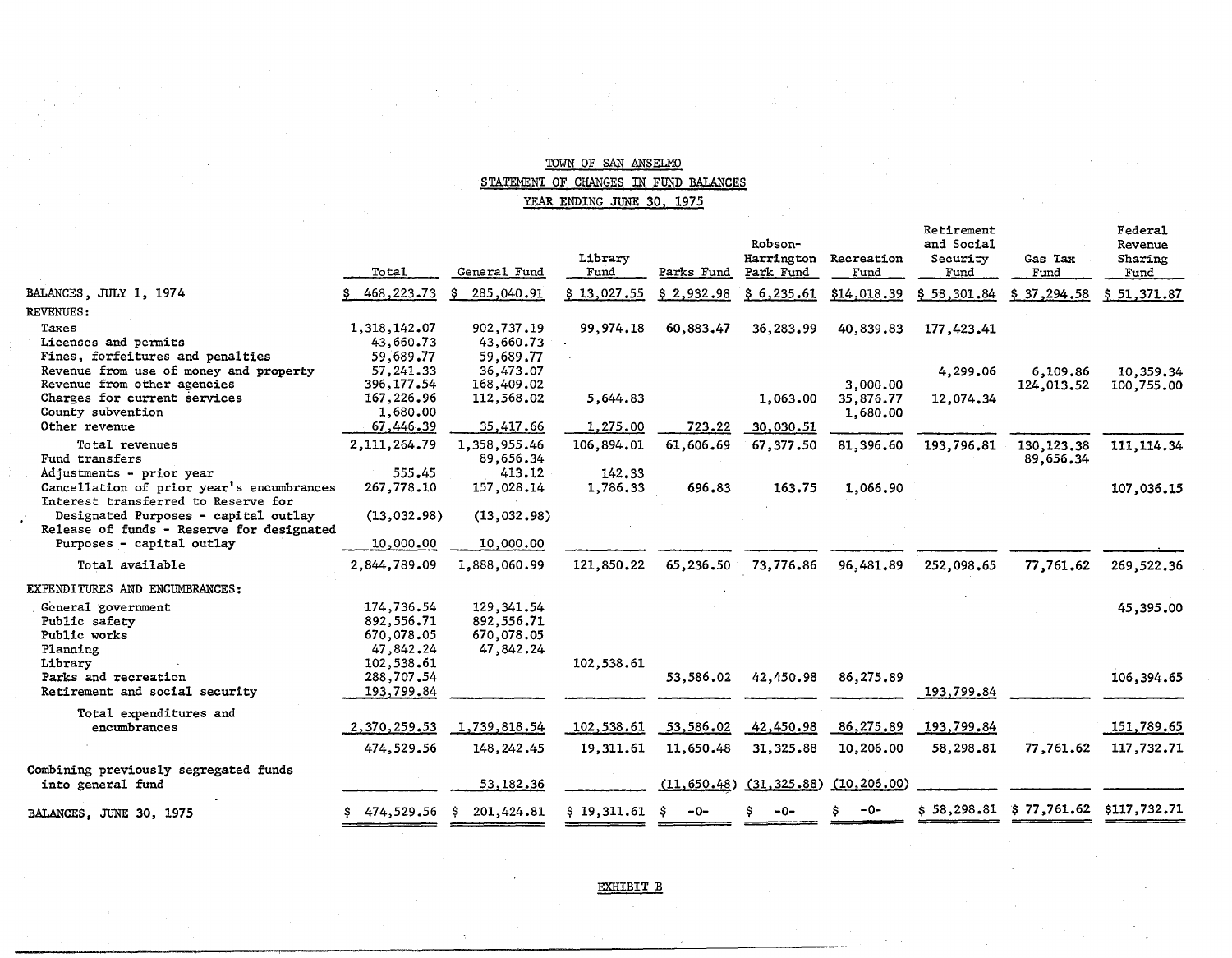TOWN OF SAN ANSELMO

STATEMENT OF CHANGES IN FUND BALANCES

YEAR ENDING JUNE 30, 1975

| | Total | General Fund | Library Fund | Parks Fund | Robson-Harrington Park Fund | Recreation Fund | Retirement and Social Security Fund | Gas Tax Fund | Federal Revenue Sharing Fund |
|---|---|---|---|---|---|---|---|---|---|
| BALANCES, JULY 1, 1974 | $ 468,223.73 | $ 285,040.91 | $ 13,027.55 | $ 2,932.98 | $ 6,235.61 | $14,018.39 | $ 58,301.84 | $ 37,294.58 | $ 51,371.87 |
| REVENUES: | | | | | | | | | |
| Taxes | 1,318,142.07 | 902,737.19 | 99,974.18 | 60,883.47 | 36,283.99 | 40,839.83 | 177,423.41 | | |
| Licenses and permits | 43,660.73 | 43,660.73 | | | | | | | |
| Fines, forfeitures and penalties | 59,689.77 | 59,689.77 | | | | | | | |
| Revenue from use of money and property | 57,241.33 | 36,473.07 | | | | | 4,299.06 | 6,109.86 | 10,359.34 |
| Revenue from other agencies | 396,177.54 | 168,409.02 | | | | 3,000.00 | | 124,013.52 | 100,755.00 |
| Charges for current services | 167,226.96 | 112,568.02 | 5,644.83 | | 1,063.00 | 35,876.77 | 12,074.34 | | |
| County subvention | 1,680.00 | | | | | 1,680.00 | | | |
| Other revenue | 67,446.39 | 35,417.66 | 1,275.00 | 723.22 | 30,030.51 | | | | |
| Total revenues | 2,111,264.79 | 1,358,955.46 | 106,894.01 | 61,606.69 | 67,377.50 | 81,396.60 | 193,796.81 | 130,123.38 | 111,114.34 |
| Fund transfers | | 89,656.34 | | | | | | 89,656.34 | |
| Adjustments - prior year | 555.45 | 413.12 | 142.33 | | | | | | |
| Cancellation of prior year's encumbrances | 267,778.10 | 157,028.14 | 1,786.33 | 696.83 | 163.75 | 1,066.90 | | | 107,036.15 |
| Interest transferred to Reserve for Designated Purposes - capital outlay | (13,032.98) | (13,032.98) | | | | | | | |
| Release of funds - Reserve for designated Purposes - capital outlay | 10,000.00 | 10,000.00 | | | | | | | |
| Total available | 2,844,789.09 | 1,888,060.99 | 121,850.22 | 65,236.50 | 73,776.86 | 96,481.89 | 252,098.65 | 77,761.62 | 269,522.36 |
| EXPENDITURES AND ENCUMBRANCES: | | | | | | | | | |
| General government | 174,736.54 | 129,341.54 | | | | | | | 45,395.00 |
| Public safety | 892,556.71 | 892,556.71 | | | | | | | |
| Public works | 670,078.05 | 670,078.05 | | | | | | | |
| Planning | 47,842.24 | 47,842.24 | | | | | | | |
| Library | 102,538.61 | | 102,538.61 | | | | | | |
| Parks and recreation | 288,707.54 | | | 53,586.02 | 42,450.98 | 86,275.89 | | | 106,394.65 |
| Retirement and social security | 193,799.84 | | | | | | 193,799.84 | | |
| Total expenditures and encumbrances | 2,370,259.53 | 1,739,818.54 | 102,538.61 | 53,586.02 | 42,450.98 | 86,275.89 | 193,799.84 | | 151,789.65 |
| | 474,529.56 | 148,242.45 | 19,311.61 | 11,650.48 | 31,325.88 | 10,206.00 | 58,298.81 | 77,761.62 | 117,732.71 |
| Combining previously segregated funds into general fund | | 53,182.36 | | (11,650.48) | (31,325.88) | (10,206.00) | | | |
| BALANCES, JUNE 30, 1975 | $ 474,529.56 | $ 201,424.81 | $ 19,311.61 | $ -0- | $ -0- | $ -0- | $ 58,298.81 | $ 77,761.62 | $117,732.71 |

EXHIBIT B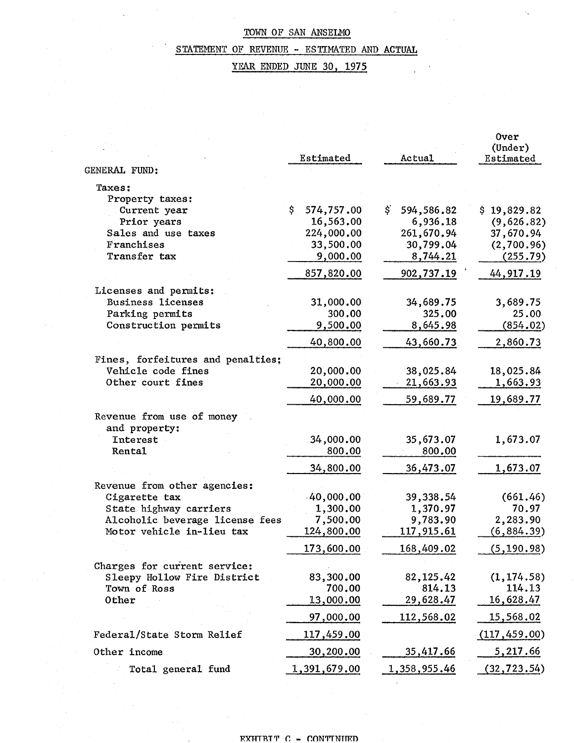TOWN OF SAN ANSELMO

STATEMENT OF REVENUE - ESTIMATED AND ACTUAL

YEAR ENDED JUNE 30, 1975

| | Estimated | Actual | Over (Under) Estimated |
|---|---|---|---|
| GENERAL FUND: | | | |
| Taxes: | | | |
| Property taxes: | | | |
| Current year | $ 574,757.00 | $ 594,586.82 | $ 19,829.82 |
| Prior years | 16,563.00 | 6,936.18 | (9,626.82) |
| Sales and use taxes | 224,000.00 | 261,670.94 | 37,670.94 |
| Franchises | 33,500.00 | 30,799.04 | (2,700.96) |
| Transfer tax | 9,000.00 | 8,744.21 | (255.79) |
| | 857,820.00 | 902,737.19 | 44,917.19 |
| Licenses and permits: | | | |
| Business licenses | 31,000.00 | 34,689.75 | 3,689.75 |
| Parking permits | 300.00 | 325.00 | 25.00 |
| Construction permits | 9,500.00 | 8,645.98 | (854.02) |
| | 40,800.00 | 43,660.73 | 2,860.73 |
| Fines, forfeitures and penalties; | | | |
| Vehicle code fines | 20,000.00 | 38,025.84 | 18,025.84 |
| Other court fines | 20,000.00 | 21,663.93 | 1,663.93 |
| | 40,000.00 | 59,689.77 | 19,689.77 |
| Revenue from use of money and property: | | | |
| Interest | 34,000.00 | 35,673.07 | 1,673.07 |
| Rental | 800.00 | 800.00 | |
| | 34,800.00 | 36,473.07 | 1,673.07 |
| Revenue from other agencies: | | | |
| Cigarette tax | 40,000.00 | 39,338.54 | (661.46) |
| State highway carriers | 1,300.00 | 1,370.97 | 70.97 |
| Alcoholic beverage license fees | 7,500.00 | 9,783.90 | 2,283.90 |
| Motor vehicle in-lieu tax | 124,800.00 | 117,915.61 | (6,884.39) |
| | 173,600.00 | 168,409.02 | (5,190.98) |
| Charges for current service: | | | |
| Sleepy Hollow Fire District | 83,300.00 | 82,125.42 | (1,174.58) |
| Town of Ross | 700.00 | 814.13 | 114.13 |
| Other | 13,000.00 | 29,628.47 | 16,628.47 |
| | 97,000.00 | 112,568.02 | 15,568.02 |
| Federal/State Storm Relief | 117,459.00 | | (117,459.00) |
| Other income | 30,200.00 | 35,417.66 | 5,217.66 |
| Total general fund | 1,391,679.00 | 1,358,955.46 | (32,723.54) |

EXHIBIT C - CONTINUED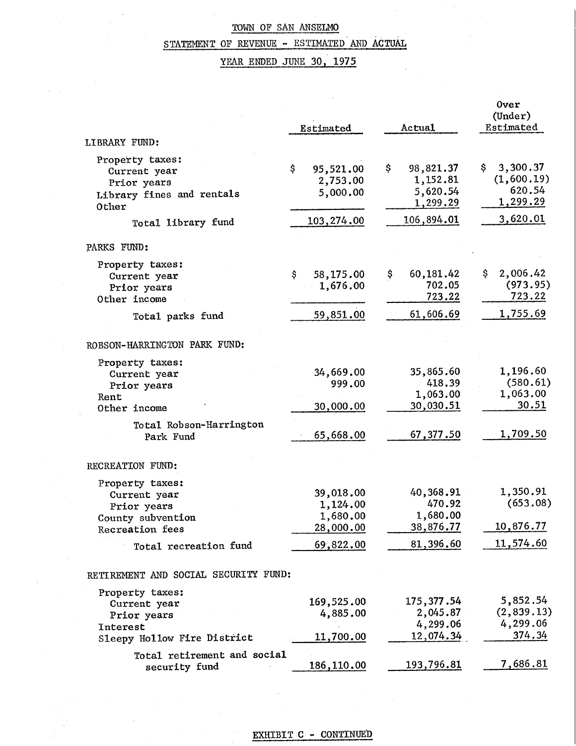# TOWN OF SAN ANSELMO

## STATEMENT OF REVENUE - ESTIMATED AND ACTUAL

### YEAR ENDED JUNE 30, 1975

| | Estimated | Actual | Over (Under) Estimated |
|---|---|---|---|
| **LIBRARY FUND:** | | | |
| Property taxes: | | | |
| Current year | $ 95,521.00 | $ 98,821.37 | $ 3,300.37 |
| Prior years | 2,753.00 | 1,152.81 | (1,600.19) |
| Library fines and rentals | 5,000.00 | 5,620.54 | 620.54 |
| Other | | 1,299.29 | 1,299.29 |
| Total library fund | 103,274.00 | 106,894.01 | 3,620.01 |
| **PARKS FUND:** | | | |
| Property taxes: | | | |
| Current year | $ 58,175.00 | $ 60,181.42 | $ 2,006.42 |
| Prior years | 1,676.00 | 702.05 | (973.95) |
| Other income | | 723.22 | 723.22 |
| Total parks fund | 59,851.00 | 61,606.69 | 1,755.69 |
| **ROBSON-HARRINGTON PARK FUND:** | | | |
| Property taxes: | | | |
| Current year | 34,669.00 | 35,865.60 | 1,196.60 |
| Prior years | 999.00 | 418.39 | (580.61) |
| Rent | | 1,063.00 | 1,063.00 |
| Other income | 30,000.00 | 30,030.51 | 30.51 |
| Total Robson-Harrington Park Fund | 65,668.00 | 67,377.50 | 1,709.50 |
| **RECREATION FUND:** | | | |
| Property taxes: | | | |
| Current year | 39,018.00 | 40,368.91 | 1,350.91 |
| Prior years | 1,124.00 | 470.92 | (653.08) |
| County subvention | 1,680.00 | 1,680.00 | |
| Recreation fees | 28,000.00 | 38,876.77 | 10,876.77 |
| Total recreation fund | 69,822.00 | 81,396.60 | 11,574.60 |
| **RETIREMENT AND SOCIAL SECURITY FUND:** | | | |
| Property taxes: | | | |
| Current year | 169,525.00 | 175,377.54 | 5,852.54 |
| Prior years | 4,885.00 | 2,045.87 | (2,839.13) |
| Interest | | 4,299.06 | 4,299.06 |
| Sleepy Hollow Fire District | 11,700.00 | 12,074.34 | 374.34 |
| Total retirement and social security fund | 186,110.00 | 193,796.81 | 7,686.81 |

EXHIBIT C - CONTINUED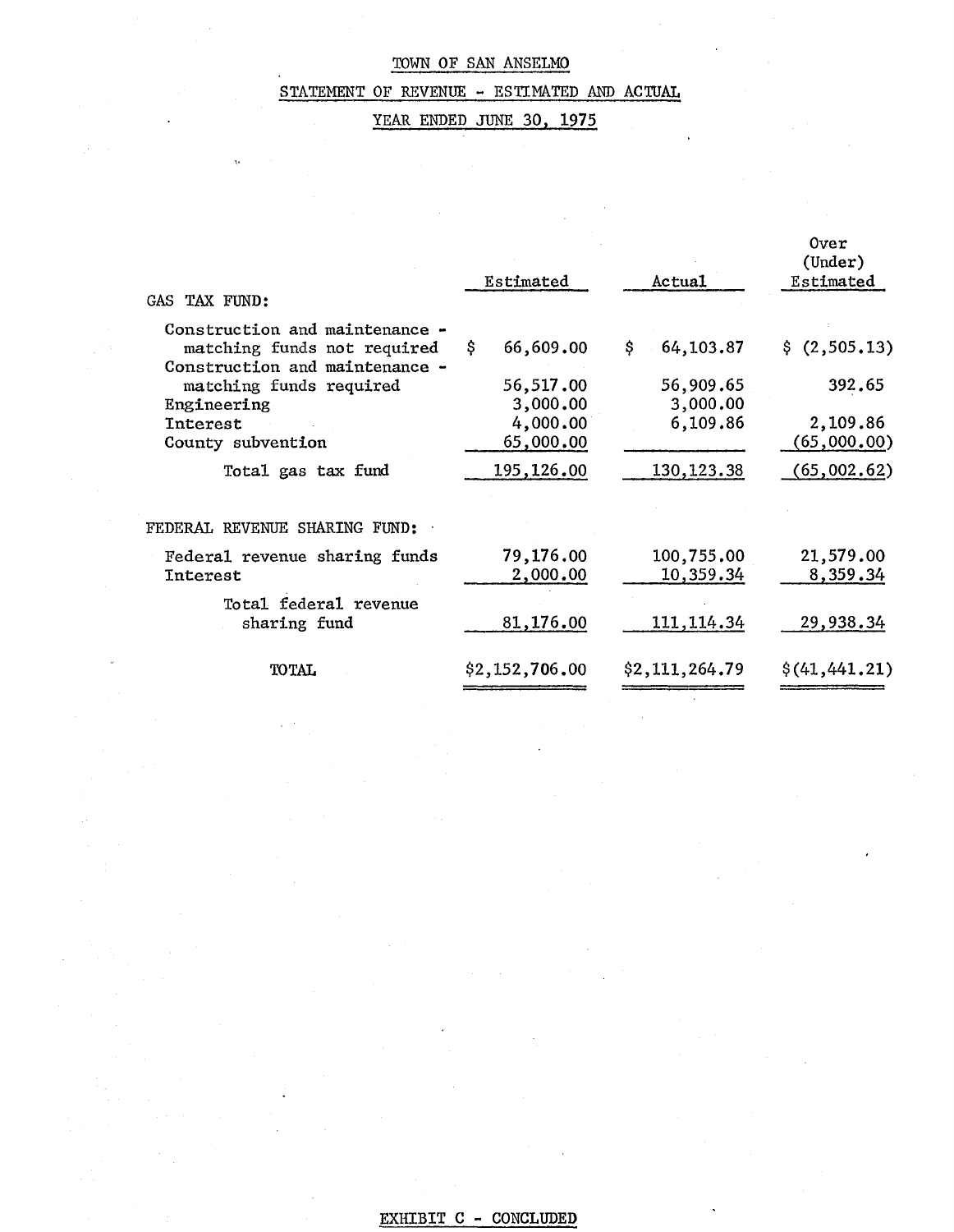TOWN OF SAN ANSELMO

STATEMENT OF REVENUE - ESTIMATED AND ACTUAL

YEAR ENDED JUNE 30, 1975

| | Estimated | Actual | Over (Under) Estimated |
|---|---|---|---|
| GAS TAX FUND: | | | |
| Construction and maintenance - matching funds not required | $ 66,609.00 | $ 64,103.87 | $ (2,505.13) |
| Construction and maintenance - matching funds required | 56,517.00 | 56,909.65 | 392.65 |
| Engineering | 3,000.00 | 3,000.00 | |
| Interest | 4,000.00 | 6,109.86 | 2,109.86 |
| County subvention | 65,000.00 | | (65,000.00) |
| Total gas tax fund | 195,126.00 | 130,123.38 | (65,002.62) |
| FEDERAL REVENUE SHARING FUND: | | | |
| Federal revenue sharing funds | 79,176.00 | 100,755.00 | 21,579.00 |
| Interest | 2,000.00 | 10,359.34 | 8,359.34 |
| Total federal revenue sharing fund | 81,176.00 | 111,114.34 | 29,938.34 |
| TOTAL | $2,152,706.00 | $2,111,264.79 | $(41,441.21) |

EXHIBIT C - CONCLUDED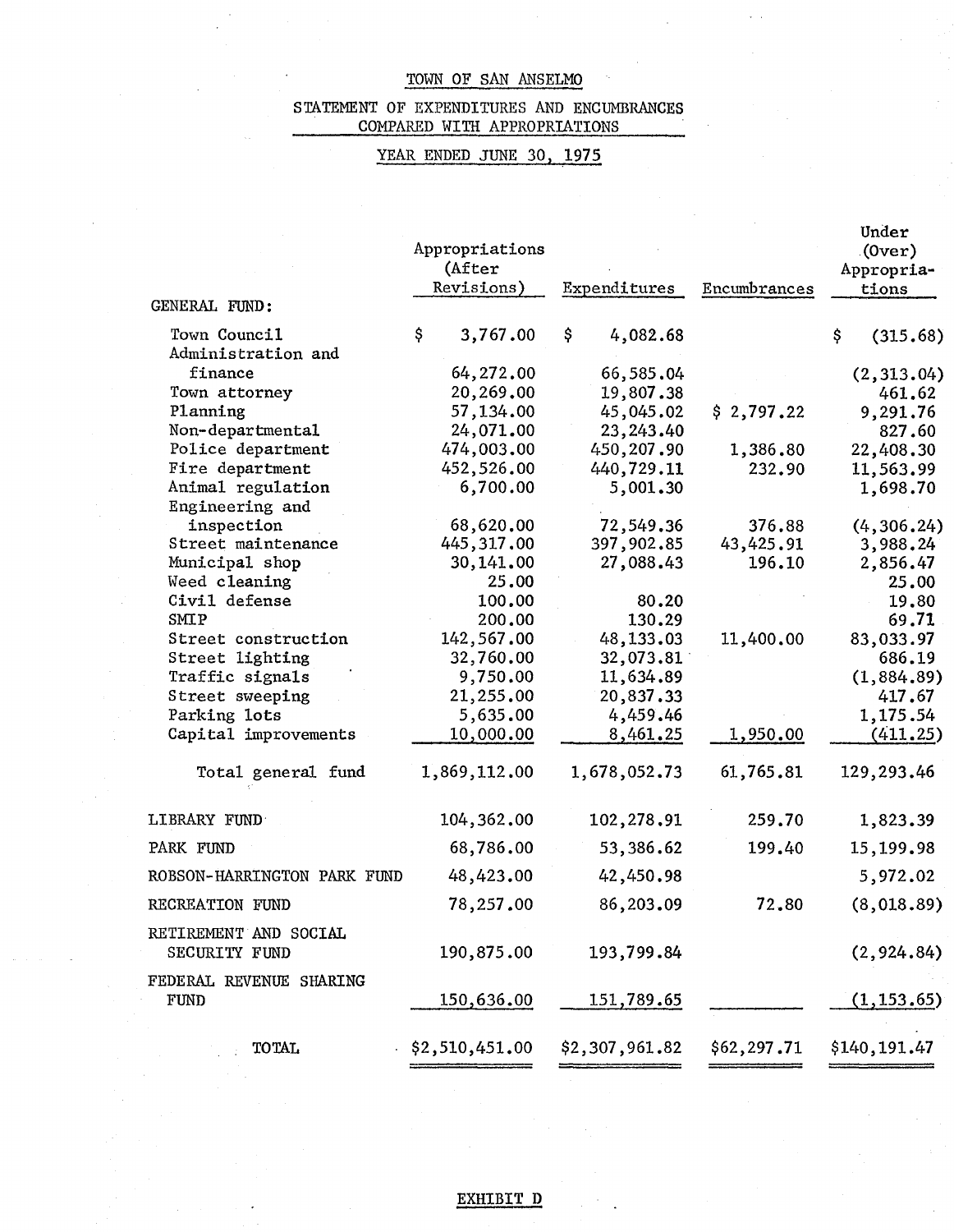TOWN OF SAN ANSELMO

STATEMENT OF EXPENDITURES AND ENCUMBRANCES COMPARED WITH APPROPRIATIONS

YEAR ENDED JUNE 30, 1975

| | Appropriations (After Revisions) | Expenditures | Encumbrances | Under (Over) Appropriations |
|---|---|---|---|---|
| GENERAL FUND: | | | | |
| Town Council | $ 3,767.00 | $ 4,082.68 | | $ (315.68) |
| Administration and finance | 64,272.00 | 66,585.04 | | (2,313.04) |
| Town attorney | 20,269.00 | 19,807.38 | | 461.62 |
| Planning | 57,134.00 | 45,045.02 | $ 2,797.22 | 9,291.76 |
| Non-departmental | 24,071.00 | 23,243.40 | | 827.60 |
| Police department | 474,003.00 | 450,207.90 | 1,386.80 | 22,408.30 |
| Fire department | 452,526.00 | 440,729.11 | 232.90 | 11,563.99 |
| Animal regulation | 6,700.00 | 5,001.30 | | 1,698.70 |
| Engineering and inspection | 68,620.00 | 72,549.36 | 376.88 | (4,306.24) |
| Street maintenance | 445,317.00 | 397,902.85 | 43,425.91 | 3,988.24 |
| Municipal shop | 30,141.00 | 27,088.43 | 196.10 | 2,856.47 |
| Weed cleaning | 25.00 | | | 25.00 |
| Civil defense | 100.00 | 80.20 | | 19.80 |
| SMIP | 200.00 | 130.29 | | 69.71 |
| Street construction | 142,567.00 | 48,133.03 | 11,400.00 | 83,033.97 |
| Street lighting | 32,760.00 | 32,073.81 | | 686.19 |
| Traffic signals | 9,750.00 | 11,634.89 | | (1,884.89) |
| Street sweeping | 21,255.00 | 20,837.33 | | 417.67 |
| Parking lots | 5,635.00 | 4,459.46 | | 1,175.54 |
| Capital improvements | 10,000.00 | 8,461.25 | 1,950.00 | (411.25) |
| Total general fund | 1,869,112.00 | 1,678,052.73 | 61,765.81 | 129,293.46 |
| LIBRARY FUND | 104,362.00 | 102,278.91 | 259.70 | 1,823.39 |
| PARK FUND | 68,786.00 | 53,386.62 | 199.40 | 15,199.98 |
| ROBSON-HARRINGTON PARK FUND | 48,423.00 | 42,450.98 | | 5,972.02 |
| RECREATION FUND | 78,257.00 | 86,203.09 | 72.80 | (8,018.89) |
| RETIREMENT AND SOCIAL SECURITY FUND | 190,875.00 | 193,799.84 | | (2,924.84) |
| FEDERAL REVENUE SHARING FUND | 150,636.00 | 151,789.65 | | (1,153.65) |
| TOTAL | $2,510,451.00 | $2,307,961.82 | $62,297.71 | $140,191.47 |

EXHIBIT D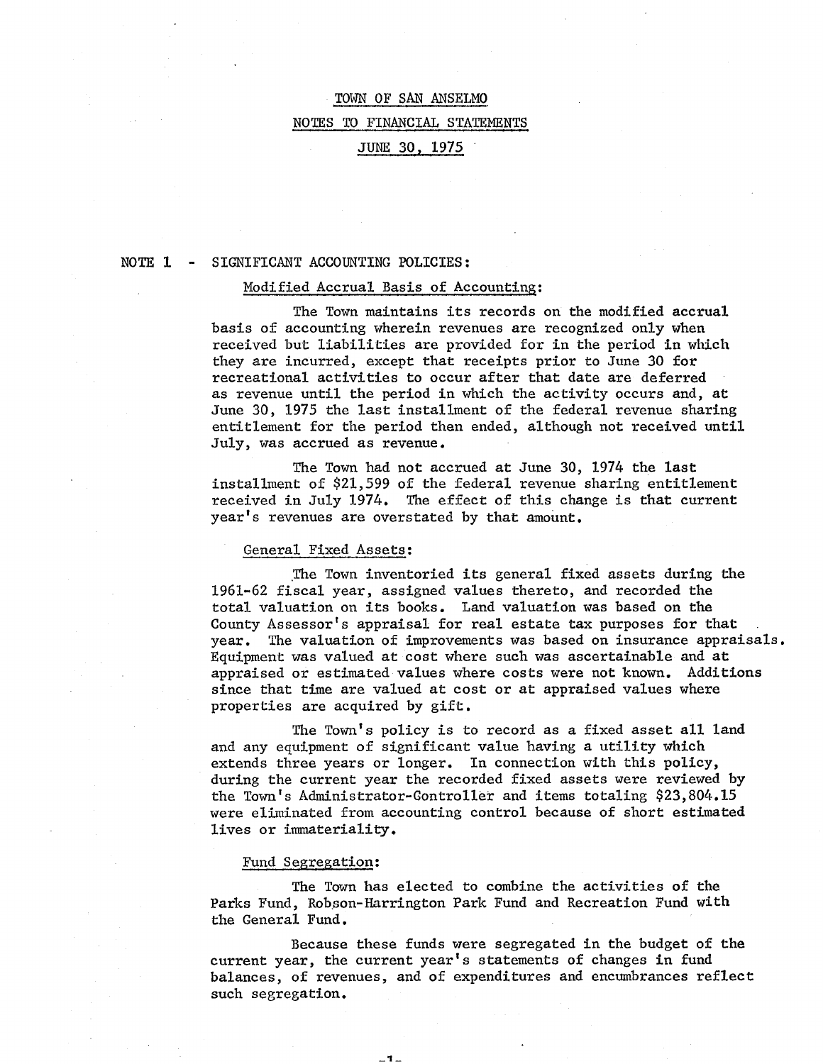# TOWN OF SAN ANSELMO

## NOTES TO FINANCIAL STATEMENTS

## JUNE 30, 1975

NOTE 1 - SIGNIFICANT ACCOUNTING POLICIES:

### Modified Accrual Basis of Accounting:

The Town maintains its records on the modified accrual basis of accounting wherein revenues are recognized only when received but liabilities are provided for in the period in which they are incurred, except that receipts prior to June 30 for recreational activities to occur after that date are deferred as revenue until the period in which the activity occurs and, at June 30, 1975 the last installment of the federal revenue sharing entitlement for the period then ended, although not received until July, was accrued as revenue.

The Town had not accrued at June 30, 1974 the last installment of $21,599 of the federal revenue sharing entitlement received in July 1974. The effect of this change is that current year's revenues are overstated by that amount.

### General Fixed Assets:

The Town inventoried its general fixed assets during the 1961-62 fiscal year, assigned values thereto, and recorded the total valuation on its books. Land valuation was based on the County Assessor's appraisal for real estate tax purposes for that year. The valuation of improvements was based on insurance appraisals. Equipment was valued at cost where such was ascertainable and at appraised or estimated values where costs were not known. Additions since that time are valued at cost or at appraised values where properties are acquired by gift.

The Town's policy is to record as a fixed asset all land and any equipment of significant value having a utility which extends three years or longer. In connection with this policy, during the current year the recorded fixed assets were reviewed by the Town's Administrator-Controller and items totaling $23,804.15 were eliminated from accounting control because of short estimated lives or immateriality.

### Fund Segregation:

The Town has elected to combine the activities of the Parks Fund, Robson-Harrington Park Fund and Recreation Fund with the General Fund.

Because these funds were segregated in the budget of the current year, the current year's statements of changes in fund balances, of revenues, and of expenditures and encumbrances reflect such segregation.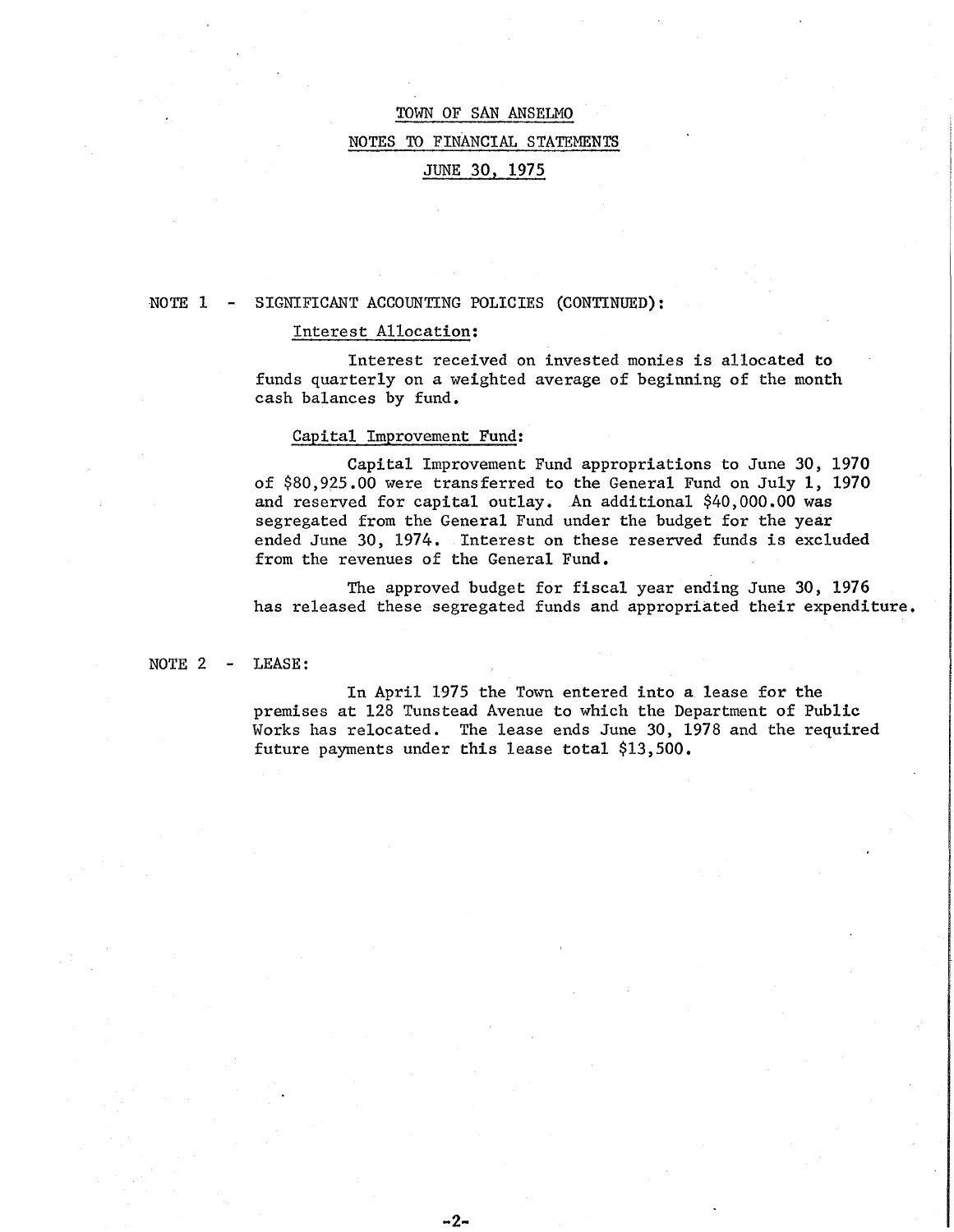# TOWN OF SAN ANSELMO

## NOTES TO FINANCIAL STATEMENTS

## JUNE 30, 1975

NOTE 1 - SIGNIFICANT ACCOUNTING POLICIES (CONTINUED):

Interest Allocation:

Interest received on invested monies is allocated to funds quarterly on a weighted average of beginning of the month cash balances by fund.

Capital Improvement Fund:

Capital Improvement Fund appropriations to June 30, 1970 of $80,925.00 were transferred to the General Fund on July 1, 1970 and reserved for capital outlay. An additional $40,000.00 was segregated from the General Fund under the budget for the year ended June 30, 1974. Interest on these reserved funds is excluded from the revenues of the General Fund.

The approved budget for fiscal year ending June 30, 1976 has released these segregated funds and appropriated their expenditure.

NOTE 2 - LEASE:

In April 1975 the Town entered into a lease for the premises at 128 Tunstead Avenue to which the Department of Public Works has relocated. The lease ends June 30, 1978 and the required future payments under this lease total $13,500.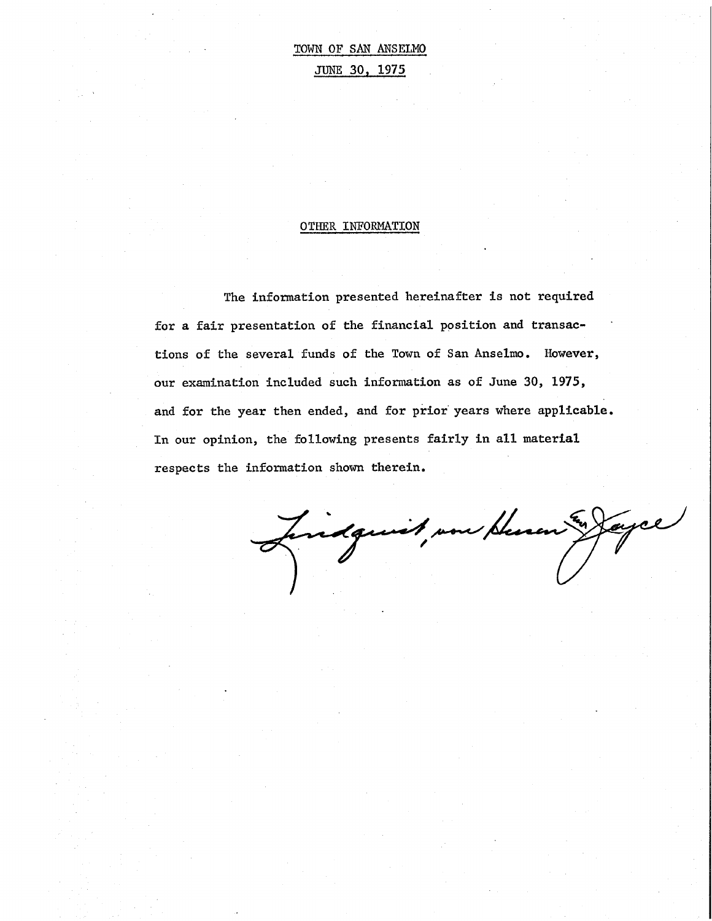TOWN OF SAN ANSELMO

JUNE 30, 1975

## OTHER INFORMATION

The information presented hereinafter is not required for a fair presentation of the financial position and transactions of the several funds of the Town of San Anselmo. However, our examination included such information as of June 30, 1975, and for the year then ended, and for prior years where applicable. In our opinion, the following presents fairly in all material respects the information shown therein.

Lindquist, von Husen & Joyce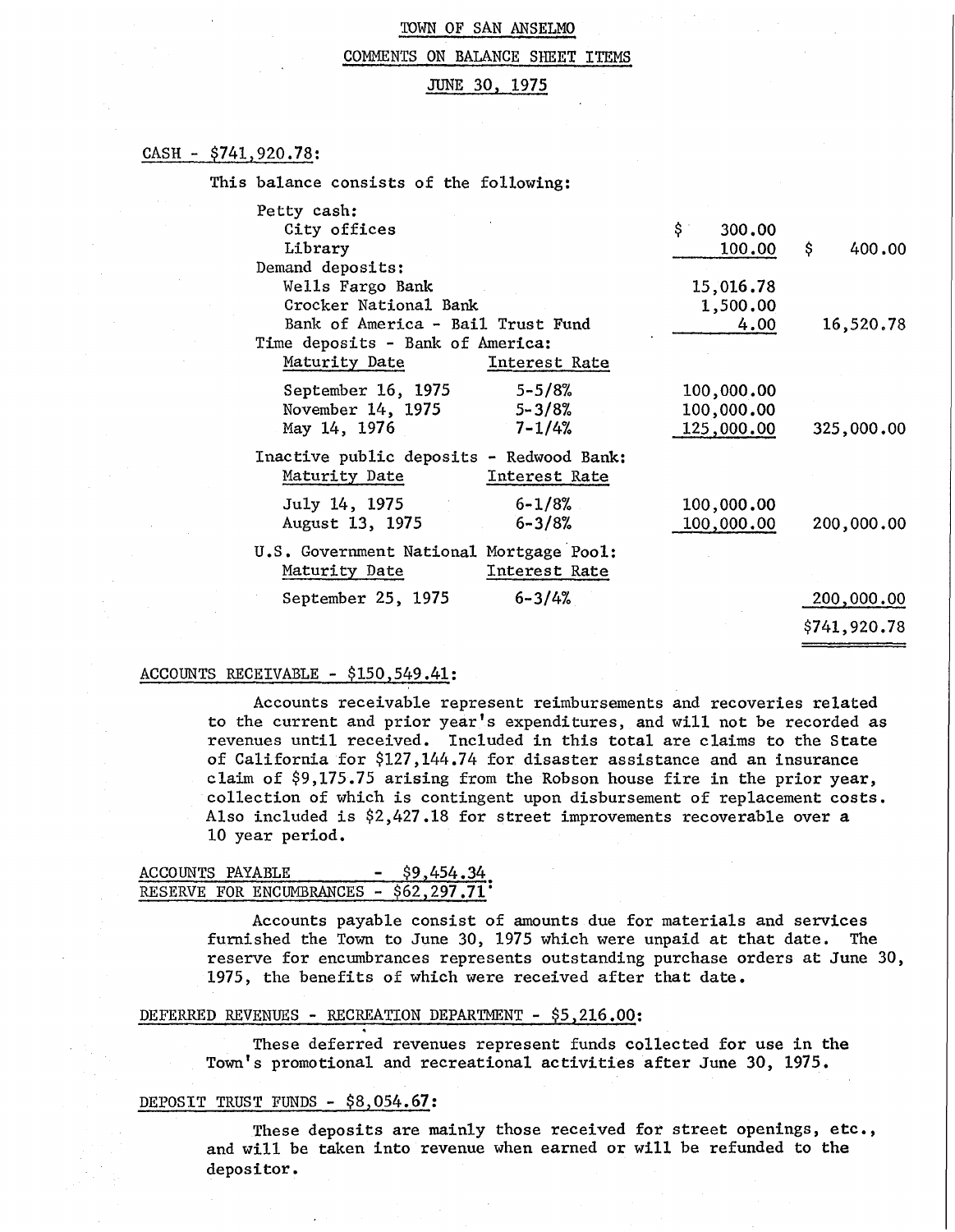# TOWN OF SAN ANSELMO

## COMMENTS ON BALANCE SHEET ITEMS

## JUNE 30, 1975

### CASH - $741,920.78:

This balance consists of the following:

| | | | |
|---|---|---|---|
| Petty cash: | | | |
| City offices | | $ 300.00 | |
| Library | | 100.00 | $ 400.00 |
| Demand deposits: | | | |
| Wells Fargo Bank | | 15,016.78 | |
| Crocker National Bank | | 1,500.00 | |
| Bank of America - Bail Trust Fund | | 4.00 | 16,520.78 |
| Time deposits - Bank of America: | | | |
| Maturity Date | Interest Rate | | |
| September 16, 1975 | 5-5/8% | 100,000.00 | |
| November 14, 1975 | 5-3/8% | 100,000.00 | |
| May 14, 1976 | 7-1/4% | 125,000.00 | 325,000.00 |
| Inactive public deposits - Redwood Bank: | | | |
| Maturity Date | Interest Rate | | |
| July 14, 1975 | 6-1/8% | 100,000.00 | |
| August 13, 1975 | 6-3/8% | 100,000.00 | 200,000.00 |
| U.S. Government National Mortgage Pool: | | | |
| Maturity Date | Interest Rate | | |
| September 25, 1975 | 6-3/4% | | 200,000.00 |
| | | | $741,920.78 |

### ACCOUNTS RECEIVABLE - $150,549.41:

Accounts receivable represent reimbursements and recoveries related to the current and prior year's expenditures, and will not be recorded as revenues until received. Included in this total are claims to the State of California for $127,144.74 for disaster assistance and an insurance claim of $9,175.75 arising from the Robson house fire in the prior year, collection of which is contingent upon disbursement of replacement costs. Also included is $2,427.18 for street improvements recoverable over a 10 year period.

### ACCOUNTS PAYABLE - $9,454.34: RESERVE FOR ENCUMBRANCES - $62,297.71:

Accounts payable consist of amounts due for materials and services furnished the Town to June 30, 1975 which were unpaid at that date. The reserve for encumbrances represents outstanding purchase orders at June 30, 1975, the benefits of which were received after that date.

### DEFERRED REVENUES - RECREATION DEPARTMENT - $5,216.00:

These deferred revenues represent funds collected for use in the Town's promotional and recreational activities after June 30, 1975.

### DEPOSIT TRUST FUNDS - $8,054.67:

These deposits are mainly those received for street openings, etc., and will be taken into revenue when earned or will be refunded to the depositor.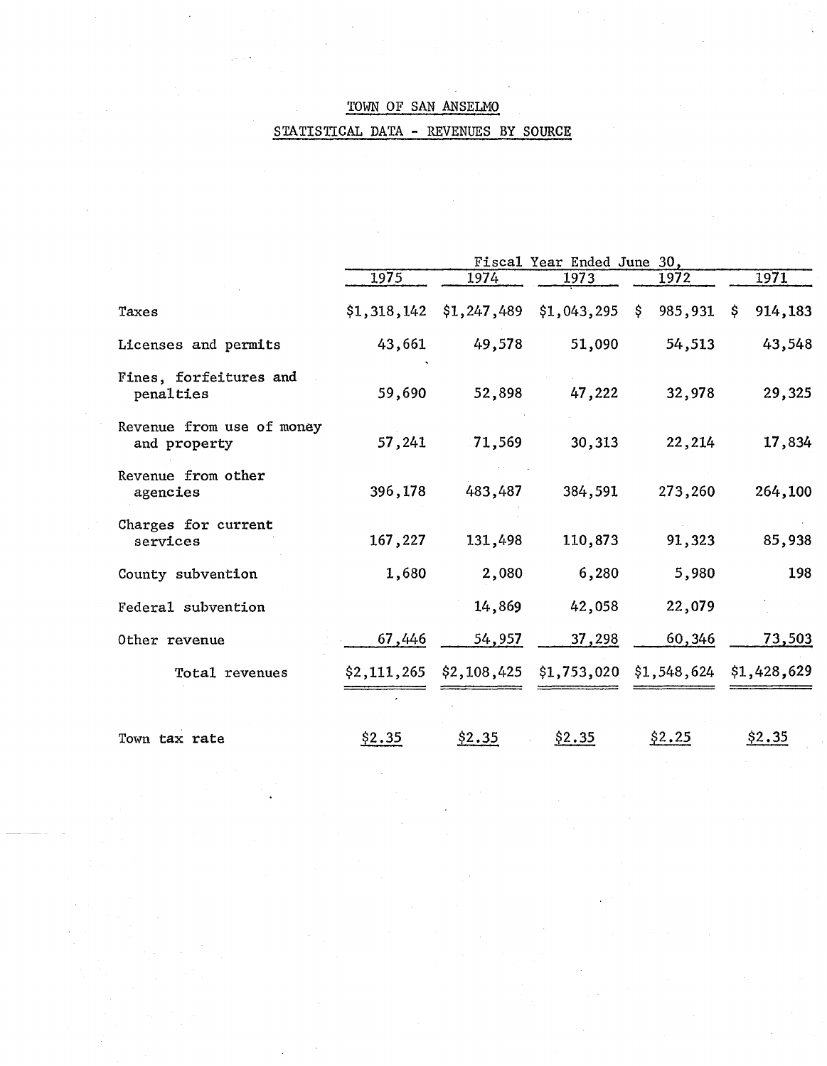# TOWN OF SAN ANSELMO

## STATISTICAL DATA - REVENUES BY SOURCE

| | Fiscal Year Ended June 30, | | | | |
|---|---|---|---|---|---|
| | 1975 | 1974 | 1973 | 1972 | 1971 |
| Taxes | $1,318,142 | $1,247,489 | $1,043,295 | $ 985,931 | $ 914,183 |
| Licenses and permits | 43,661 | 49,578 | 51,090 | 54,513 | 43,548 |
| Fines, forfeitures and penalties | 59,690 | 52,898 | 47,222 | 32,978 | 29,325 |
| Revenue from use of money and property | 57,241 | 71,569 | 30,313 | 22,214 | 17,834 |
| Revenue from other agencies | 396,178 | 483,487 | 384,591 | 273,260 | 264,100 |
| Charges for current services | 167,227 | 131,498 | 110,873 | 91,323 | 85,938 |
| County subvention | 1,680 | 2,080 | 6,280 | 5,980 | 198 |
| Federal subvention | | 14,869 | 42,058 | 22,079 | |
| Other revenue | 67,446 | 54,957 | 37,298 | 60,346 | 73,503 |
| Total revenues | $2,111,265 | $2,108,425 | $1,753,020 | $1,548,624 | $1,428,629 |
| Town tax rate | $2.35 | $2.35 | $2.35 | $2.25 | $2.35 |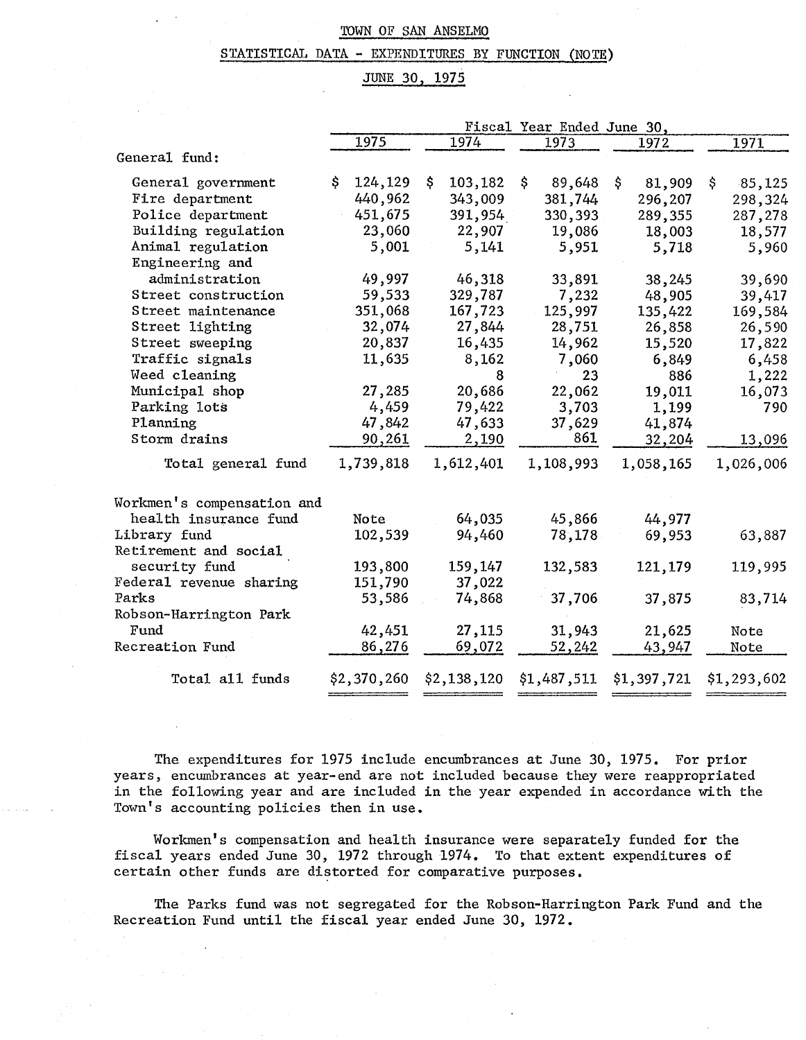TOWN OF SAN ANSELMO

STATISTICAL DATA - EXPENDITURES BY FUNCTION (NOTE)

JUNE 30, 1975

| | Fiscal Year Ended June 30, | | | | |
|---|---|---|---|---|---|
| | 1975 | 1974 | 1973 | 1972 | 1971 |
| General fund: | | | | | |
| General government | $ 124,129 | $ 103,182 | $ 89,648 | $ 81,909 | $ 85,125 |
| Fire department | 440,962 | 343,009 | 381,744 | 296,207 | 298,324 |
| Police department | 451,675 | 391,954 | 330,393 | 289,355 | 287,278 |
| Building regulation | 23,060 | 22,907 | 19,086 | 18,003 | 18,577 |
| Animal regulation | 5,001 | 5,141 | 5,951 | 5,718 | 5,960 |
| Engineering and administration | 49,997 | 46,318 | 33,891 | 38,245 | 39,690 |
| Street construction | 59,533 | 329,787 | 7,232 | 48,905 | 39,417 |
| Street maintenance | 351,068 | 167,723 | 125,997 | 135,422 | 169,584 |
| Street lighting | 32,074 | 27,844 | 28,751 | 26,858 | 26,590 |
| Street sweeping | 20,837 | 16,435 | 14,962 | 15,520 | 17,822 |
| Traffic signals | 11,635 | 8,162 | 7,060 | 6,849 | 6,458 |
| Weed cleaning | | 8 | 23 | 886 | 1,222 |
| Municipal shop | 27,285 | 20,686 | 22,062 | 19,011 | 16,073 |
| Parking lots | 4,459 | 79,422 | 3,703 | 1,199 | 790 |
| Planning | 47,842 | 47,633 | 37,629 | 41,874 | |
| Storm drains | 90,261 | 2,190 | 861 | 32,204 | 13,096 |
| Total general fund | 1,739,818 | 1,612,401 | 1,108,993 | 1,058,165 | 1,026,006 |
| Workmen's compensation and health insurance fund | Note | 64,035 | 45,866 | 44,977 | |
| Library fund | 102,539 | 94,460 | 78,178 | 69,953 | 63,887 |
| Retirement and social security fund | 193,800 | 159,147 | 132,583 | 121,179 | 119,995 |
| Federal revenue sharing | 151,790 | 37,022 | | | |
| Parks | 53,586 | 74,868 | 37,706 | 37,875 | 83,714 |
| Robson-Harrington Park Fund | 42,451 | 27,115 | 31,943 | 21,625 | Note |
| Recreation Fund | 86,276 | 69,072 | 52,242 | 43,947 | Note |
| Total all funds | $2,370,260 | $2,138,120 | $1,487,511 | $1,397,721 | $1,293,602 |

The expenditures for 1975 include encumbrances at June 30, 1975. For prior years, encumbrances at year-end are not included because they were reappropriated in the following year and are included in the year expended in accordance with the Town's accounting policies then in use.

Workmen's compensation and health insurance were separately funded for the fiscal years ended June 30, 1972 through 1974. To that extent expenditures of certain other funds are distorted for comparative purposes.

The Parks fund was not segregated for the Robson-Harrington Park Fund and the Recreation Fund until the fiscal year ended June 30, 1972.